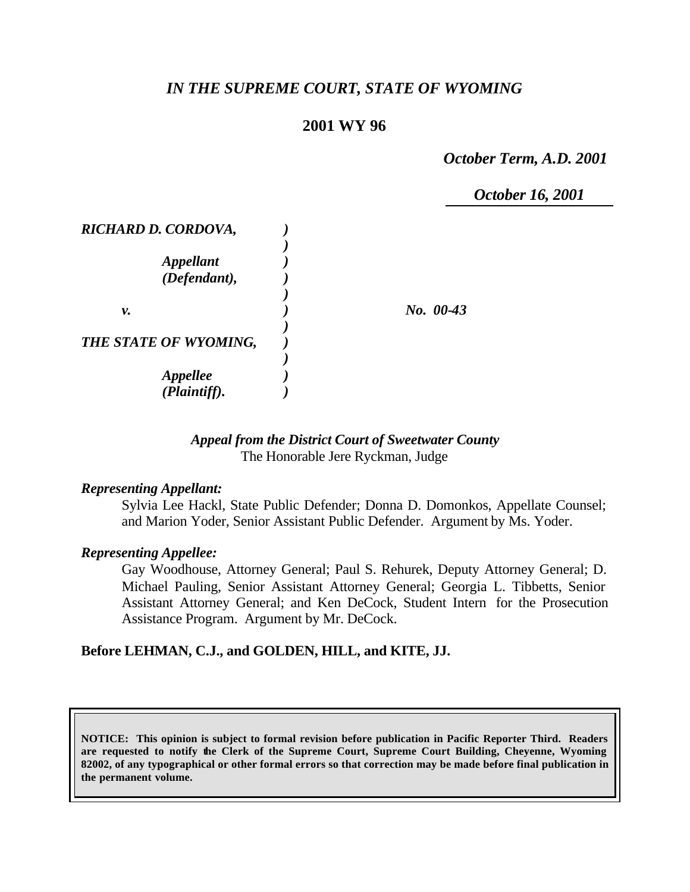*IN THE SUPREME COURT, STATE OF WYOMING*

**2001 WY 96**

*October Term, A.D. 2001*

*October 16, 2001*

| | | |
|---|---|---|
| *RICHARD D. CORDOVA,* | *)* | |
| | *)* | |
| *Appellant* | *)* | |
| *(Defendant),* | *)* | |
| | *)* | |
| *v.* | *)* | *No. 00-43* |
| | *)* | |
| *THE STATE OF WYOMING,* | *)* | |
| | *)* | |
| *Appellee* | *)* | |
| *(Plaintiff).* | *)* | |

*Appeal from the District Court of Sweetwater County*
The Honorable Jere Ryckman, Judge

***Representing Appellant:***

Sylvia Lee Hackl, State Public Defender; Donna D. Domonkos, Appellate Counsel; and Marion Yoder, Senior Assistant Public Defender. Argument by Ms. Yoder.

***Representing Appellee:***

Gay Woodhouse, Attorney General; Paul S. Rehurek, Deputy Attorney General; D. Michael Pauling, Senior Assistant Attorney General; Georgia L. Tibbetts, Senior Assistant Attorney General; and Ken DeCock, Student Intern for the Prosecution Assistance Program. Argument by Mr. DeCock.

**Before LEHMAN, C.J., and GOLDEN, HILL, and KITE, JJ.**

**NOTICE: This opinion is subject to formal revision before publication in Pacific Reporter Third. Readers are requested to notify the Clerk of the Supreme Court, Supreme Court Building, Cheyenne, Wyoming 82002, of any typographical or other formal errors so that correction may be made before final publication in the permanent volume.**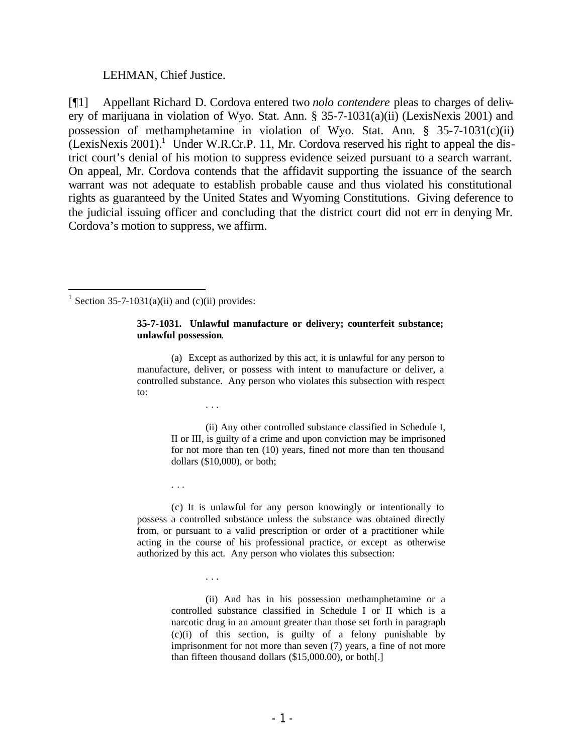LEHMAN, Chief Justice.

[¶1] Appellant Richard D. Cordova entered two *nolo contendere* pleas to charges of delivery of marijuana in violation of Wyo. Stat. Ann. § 35-7-1031(a)(ii) (LexisNexis 2001) and possession of methamphetamine in violation of Wyo. Stat. Ann. § 35-7-1031(c)(ii) (LexisNexis 2001).[1] Under W.R.Cr.P. 11, Mr. Cordova reserved his right to appeal the district court's denial of his motion to suppress evidence seized pursuant to a search warrant. On appeal, Mr. Cordova contends that the affidavit supporting the issuance of the search warrant was not adequate to establish probable cause and thus violated his constitutional rights as guaranteed by the United States and Wyoming Constitutions. Giving deference to the judicial issuing officer and concluding that the district court did not err in denying Mr. Cordova's motion to suppress, we affirm.

---

[1] Section 35-7-1031(a)(ii) and (c)(ii) provides:

> **35-7-1031. Unlawful manufacture or delivery; counterfeit substance; unlawful possession**.
>
> (a) Except as authorized by this act, it is unlawful for any person to manufacture, deliver, or possess with intent to manufacture or deliver, a controlled substance. Any person who violates this subsection with respect to:
>
> . . .
>
> (ii) Any other controlled substance classified in Schedule I, II or III, is guilty of a crime and upon conviction may be imprisoned for not more than ten (10) years, fined not more than ten thousand dollars ($10,000), or both;
>
> . . .
>
> (c) It is unlawful for any person knowingly or intentionally to possess a controlled substance unless the substance was obtained directly from, or pursuant to a valid prescription or order of a practitioner while acting in the course of his professional practice, or except as otherwise authorized by this act. Any person who violates this subsection:
>
> . . .
>
> (ii) And has in his possession methamphetamine or a controlled substance classified in Schedule I or II which is a narcotic drug in an amount greater than those set forth in paragraph (c)(i) of this section, is guilty of a felony punishable by imprisonment for not more than seven (7) years, a fine of not more than fifteen thousand dollars ($15,000.00), or both[.]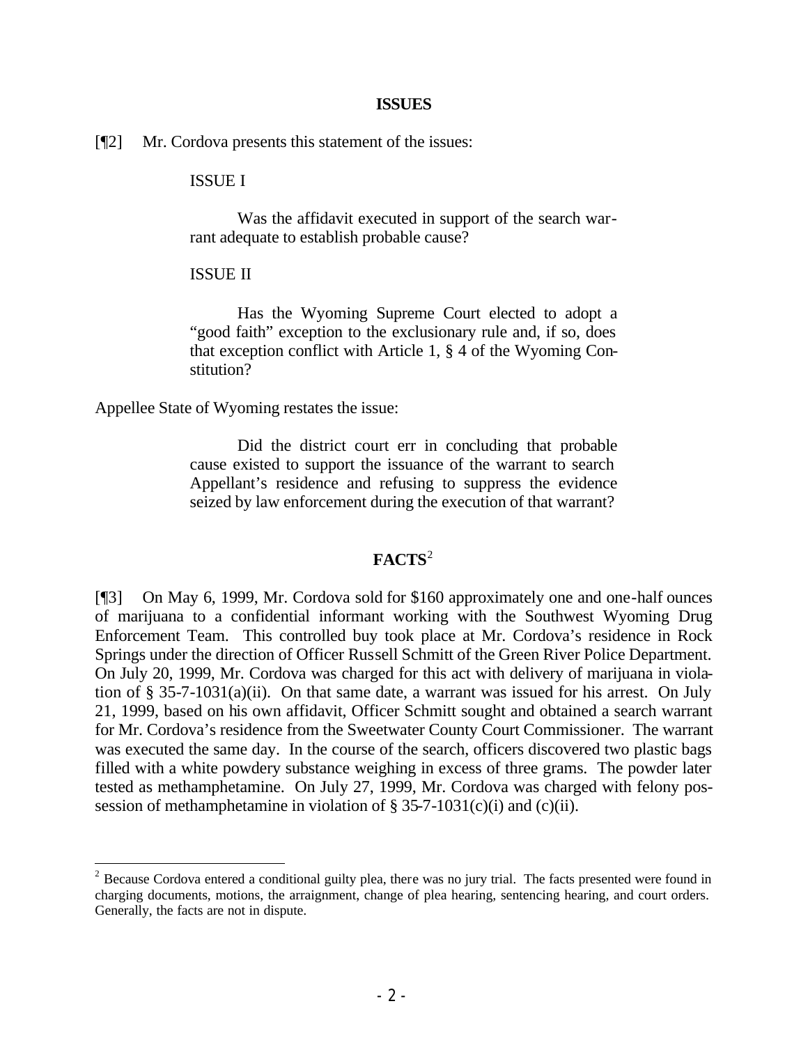## ISSUES

[¶2] Mr. Cordova presents this statement of the issues:

> ISSUE I
>
> Was the affidavit executed in support of the search warrant adequate to establish probable cause?
>
> ISSUE II
>
> Has the Wyoming Supreme Court elected to adopt a "good faith" exception to the exclusionary rule and, if so, does that exception conflict with Article 1, § 4 of the Wyoming Constitution?

Appellee State of Wyoming restates the issue:

> Did the district court err in concluding that probable cause existed to support the issuance of the warrant to search Appellant's residence and refusing to suppress the evidence seized by law enforcement during the execution of that warrant?

## FACTS[2]

[¶3] On May 6, 1999, Mr. Cordova sold for $160 approximately one and one-half ounces of marijuana to a confidential informant working with the Southwest Wyoming Drug Enforcement Team. This controlled buy took place at Mr. Cordova's residence in Rock Springs under the direction of Officer Russell Schmitt of the Green River Police Department. On July 20, 1999, Mr. Cordova was charged for this act with delivery of marijuana in violation of § 35-7-1031(a)(ii). On that same date, a warrant was issued for his arrest. On July 21, 1999, based on his own affidavit, Officer Schmitt sought and obtained a search warrant for Mr. Cordova's residence from the Sweetwater County Court Commissioner. The warrant was executed the same day. In the course of the search, officers discovered two plastic bags filled with a white powdery substance weighing in excess of three grams. The powder later tested as methamphetamine. On July 27, 1999, Mr. Cordova was charged with felony possession of methamphetamine in violation of § 35-7-1031(c)(i) and (c)(ii).

---

[2] Because Cordova entered a conditional guilty plea, there was no jury trial. The facts presented were found in charging documents, motions, the arraignment, change of plea hearing, sentencing hearing, and court orders. Generally, the facts are not in dispute.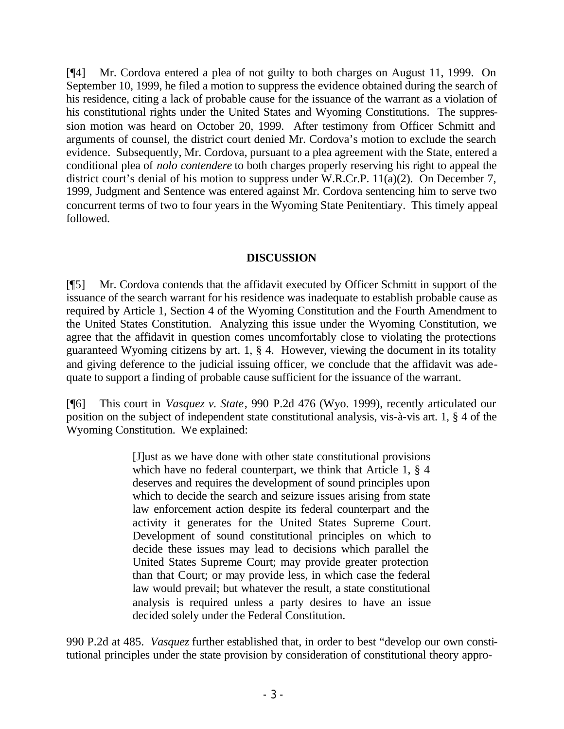[¶4] Mr. Cordova entered a plea of not guilty to both charges on August 11, 1999. On September 10, 1999, he filed a motion to suppress the evidence obtained during the search of his residence, citing a lack of probable cause for the issuance of the warrant as a violation of his constitutional rights under the United States and Wyoming Constitutions. The suppression motion was heard on October 20, 1999. After testimony from Officer Schmitt and arguments of counsel, the district court denied Mr. Cordova's motion to exclude the search evidence. Subsequently, Mr. Cordova, pursuant to a plea agreement with the State, entered a conditional plea of *nolo contendere* to both charges properly reserving his right to appeal the district court's denial of his motion to suppress under W.R.Cr.P. 11(a)(2). On December 7, 1999, Judgment and Sentence was entered against Mr. Cordova sentencing him to serve two concurrent terms of two to four years in the Wyoming State Penitentiary. This timely appeal followed.

## DISCUSSION

[¶5] Mr. Cordova contends that the affidavit executed by Officer Schmitt in support of the issuance of the search warrant for his residence was inadequate to establish probable cause as required by Article 1, Section 4 of the Wyoming Constitution and the Fourth Amendment to the United States Constitution. Analyzing this issue under the Wyoming Constitution, we agree that the affidavit in question comes uncomfortably close to violating the protections guaranteed Wyoming citizens by art. 1, § 4. However, viewing the document in its totality and giving deference to the judicial issuing officer, we conclude that the affidavit was adequate to support a finding of probable cause sufficient for the issuance of the warrant.

[¶6] This court in *Vasquez v. State*, 990 P.2d 476 (Wyo. 1999), recently articulated our position on the subject of independent state constitutional analysis, vis-à-vis art. 1, § 4 of the Wyoming Constitution. We explained:

> [J]ust as we have done with other state constitutional provisions which have no federal counterpart, we think that Article 1, § 4 deserves and requires the development of sound principles upon which to decide the search and seizure issues arising from state law enforcement action despite its federal counterpart and the activity it generates for the United States Supreme Court. Development of sound constitutional principles on which to decide these issues may lead to decisions which parallel the United States Supreme Court; may provide greater protection than that Court; or may provide less, in which case the federal law would prevail; but whatever the result, a state constitutional analysis is required unless a party desires to have an issue decided solely under the Federal Constitution.

990 P.2d at 485. *Vasquez* further established that, in order to best "develop our own constitutional principles under the state provision by consideration of constitutional theory appro-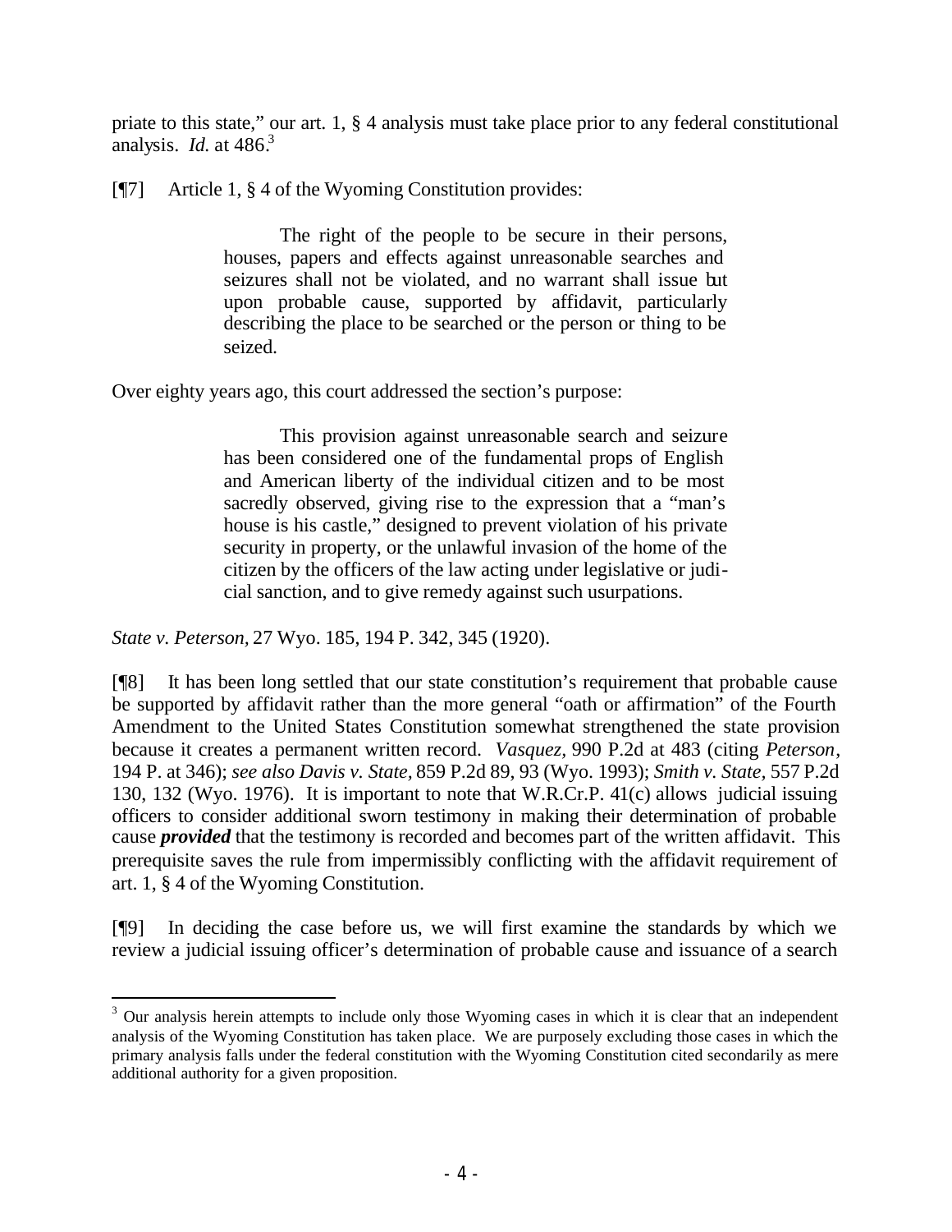priate to this state," our art. 1, § 4 analysis must take place prior to any federal constitutional analysis. *Id.* at 486.[3]

[¶7] Article 1, § 4 of the Wyoming Constitution provides:

> The right of the people to be secure in their persons, houses, papers and effects against unreasonable searches and seizures shall not be violated, and no warrant shall issue but upon probable cause, supported by affidavit, particularly describing the place to be searched or the person or thing to be seized.

Over eighty years ago, this court addressed the section's purpose:

> This provision against unreasonable search and seizure has been considered one of the fundamental props of English and American liberty of the individual citizen and to be most sacredly observed, giving rise to the expression that a "man's house is his castle," designed to prevent violation of his private security in property, or the unlawful invasion of the home of the citizen by the officers of the law acting under legislative or judicial sanction, and to give remedy against such usurpations.

*State v. Peterson,* 27 Wyo. 185, 194 P. 342, 345 (1920).

[¶8] It has been long settled that our state constitution's requirement that probable cause be supported by affidavit rather than the more general "oath or affirmation" of the Fourth Amendment to the United States Constitution somewhat strengthened the state provision because it creates a permanent written record. *Vasquez,* 990 P.2d at 483 (citing *Peterson*, 194 P. at 346); *see also Davis v. State,* 859 P.2d 89, 93 (Wyo. 1993); *Smith v. State,* 557 P.2d 130, 132 (Wyo. 1976). It is important to note that W.R.Cr.P. 41(c) allows judicial issuing officers to consider additional sworn testimony in making their determination of probable cause ***provided*** that the testimony is recorded and becomes part of the written affidavit. This prerequisite saves the rule from impermissibly conflicting with the affidavit requirement of art. 1, § 4 of the Wyoming Constitution.

[¶9] In deciding the case before us, we will first examine the standards by which we review a judicial issuing officer's determination of probable cause and issuance of a search

---

[3] Our analysis herein attempts to include only those Wyoming cases in which it is clear that an independent analysis of the Wyoming Constitution has taken place. We are purposely excluding those cases in which the primary analysis falls under the federal constitution with the Wyoming Constitution cited secondarily as mere additional authority for a given proposition.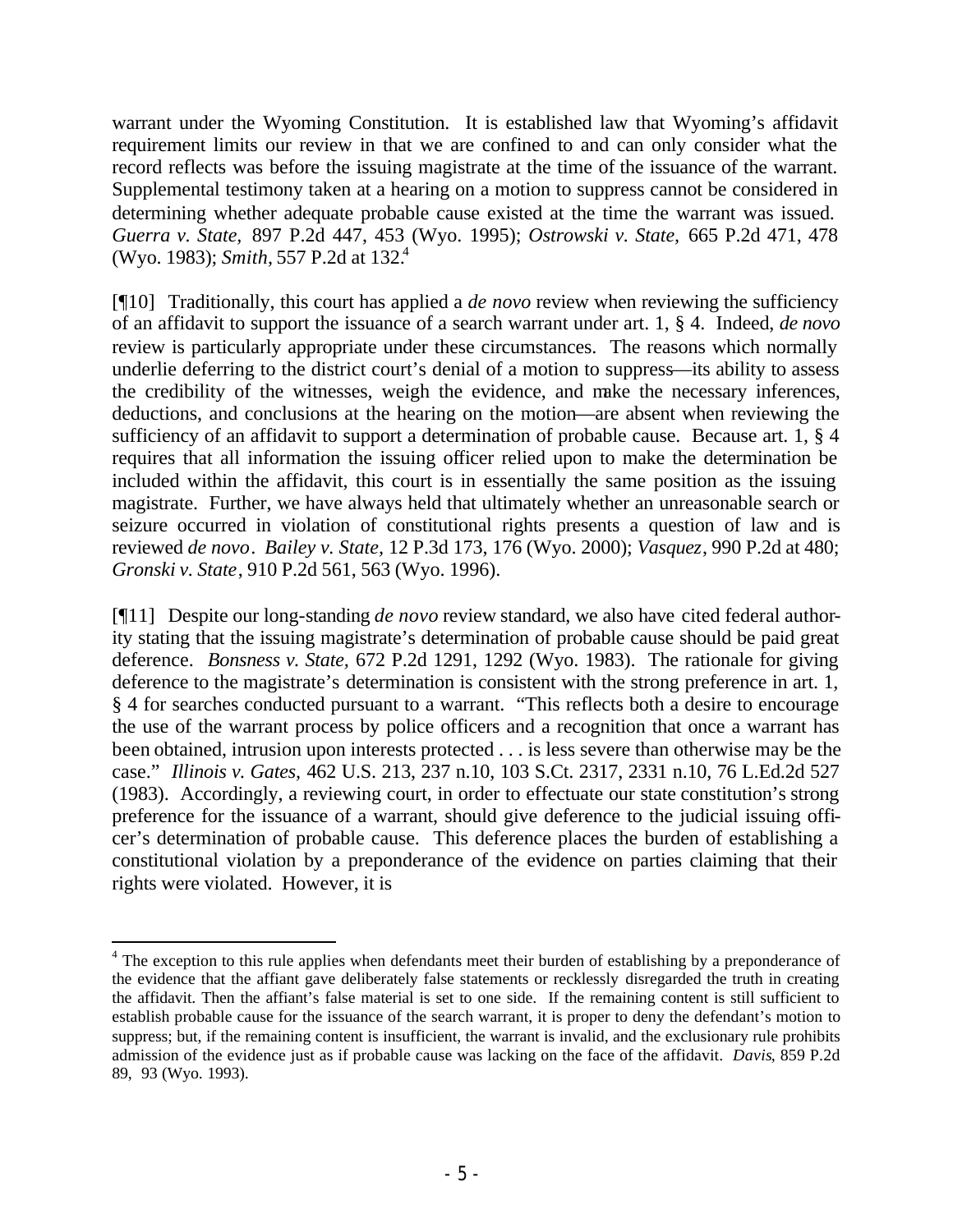warrant under the Wyoming Constitution. It is established law that Wyoming's affidavit requirement limits our review in that we are confined to and can only consider what the record reflects was before the issuing magistrate at the time of the issuance of the warrant. Supplemental testimony taken at a hearing on a motion to suppress cannot be considered in determining whether adequate probable cause existed at the time the warrant was issued. *Guerra v. State*, 897 P.2d 447, 453 (Wyo. 1995); *Ostrowski v. State*, 665 P.2d 471, 478 (Wyo. 1983); *Smith*, 557 P.2d at 132.[4]

[¶10] Traditionally, this court has applied a *de novo* review when reviewing the sufficiency of an affidavit to support the issuance of a search warrant under art. 1, § 4. Indeed, *de novo* review is particularly appropriate under these circumstances. The reasons which normally underlie deferring to the district court's denial of a motion to suppress—its ability to assess the credibility of the witnesses, weigh the evidence, and make the necessary inferences, deductions, and conclusions at the hearing on the motion—are absent when reviewing the sufficiency of an affidavit to support a determination of probable cause. Because art. 1, § 4 requires that all information the issuing officer relied upon to make the determination be included within the affidavit, this court is in essentially the same position as the issuing magistrate. Further, we have always held that ultimately whether an unreasonable search or seizure occurred in violation of constitutional rights presents a question of law and is reviewed *de novo*. *Bailey v. State*, 12 P.3d 173, 176 (Wyo. 2000); *Vasquez*, 990 P.2d at 480; *Gronski v. State*, 910 P.2d 561, 563 (Wyo. 1996).

[¶11] Despite our long-standing *de novo* review standard, we also have cited federal authority stating that the issuing magistrate's determination of probable cause should be paid great deference. *Bonsness v. State*, 672 P.2d 1291, 1292 (Wyo. 1983). The rationale for giving deference to the magistrate's determination is consistent with the strong preference in art. 1, § 4 for searches conducted pursuant to a warrant. "This reflects both a desire to encourage the use of the warrant process by police officers and a recognition that once a warrant has been obtained, intrusion upon interests protected . . . is less severe than otherwise may be the case." *Illinois v. Gates*, 462 U.S. 213, 237 n.10, 103 S.Ct. 2317, 2331 n.10, 76 L.Ed.2d 527 (1983). Accordingly, a reviewing court, in order to effectuate our state constitution's strong preference for the issuance of a warrant, should give deference to the judicial issuing officer's determination of probable cause. This deference places the burden of establishing a constitutional violation by a preponderance of the evidence on parties claiming that their rights were violated. However, it is

[4] The exception to this rule applies when defendants meet their burden of establishing by a preponderance of the evidence that the affiant gave deliberately false statements or recklessly disregarded the truth in creating the affidavit. Then the affiant's false material is set to one side. If the remaining content is still sufficient to establish probable cause for the issuance of the search warrant, it is proper to deny the defendant's motion to suppress; but, if the remaining content is insufficient, the warrant is invalid, and the exclusionary rule prohibits admission of the evidence just as if probable cause was lacking on the face of the affidavit. *Davis*, 859 P.2d 89, 93 (Wyo. 1993).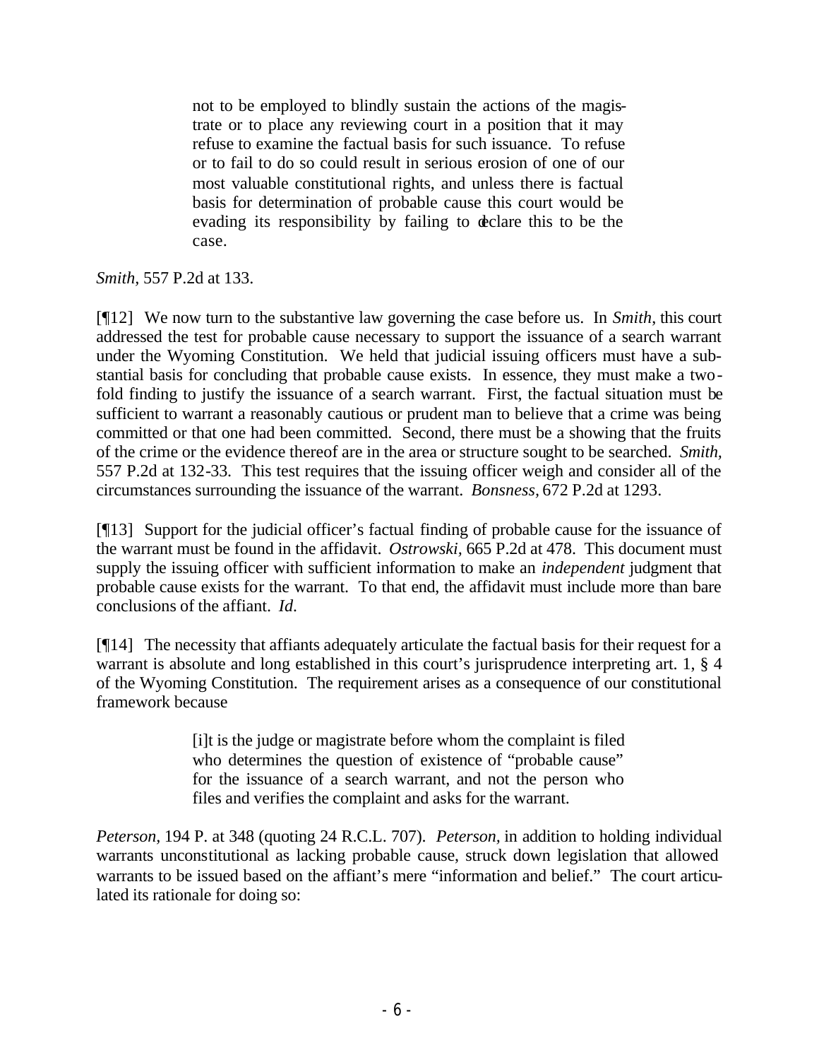> not to be employed to blindly sustain the actions of the magistrate or to place any reviewing court in a position that it may refuse to examine the factual basis for such issuance. To refuse or to fail to do so could result in serious erosion of one of our most valuable constitutional rights, and unless there is factual basis for determination of probable cause this court would be evading its responsibility by failing to declare this to be the case.

*Smith,* 557 P.2d at 133.

[¶12] We now turn to the substantive law governing the case before us. In *Smith*, this court addressed the test for probable cause necessary to support the issuance of a search warrant under the Wyoming Constitution. We held that judicial issuing officers must have a substantial basis for concluding that probable cause exists. In essence, they must make a two-fold finding to justify the issuance of a search warrant. First, the factual situation must be sufficient to warrant a reasonably cautious or prudent man to believe that a crime was being committed or that one had been committed. Second, there must be a showing that the fruits of the crime or the evidence thereof are in the area or structure sought to be searched. *Smith,* 557 P.2d at 132-33. This test requires that the issuing officer weigh and consider all of the circumstances surrounding the issuance of the warrant. *Bonsness,* 672 P.2d at 1293.

[¶13] Support for the judicial officer's factual finding of probable cause for the issuance of the warrant must be found in the affidavit. *Ostrowski,* 665 P.2d at 478. This document must supply the issuing officer with sufficient information to make an *independent* judgment that probable cause exists for the warrant. To that end, the affidavit must include more than bare conclusions of the affiant. *Id.*

[¶14] The necessity that affiants adequately articulate the factual basis for their request for a warrant is absolute and long established in this court's jurisprudence interpreting art. 1, § 4 of the Wyoming Constitution. The requirement arises as a consequence of our constitutional framework because

> [i]t is the judge or magistrate before whom the complaint is filed who determines the question of existence of "probable cause" for the issuance of a search warrant, and not the person who files and verifies the complaint and asks for the warrant.

*Peterson,* 194 P. at 348 (quoting 24 R.C.L. 707). *Peterson,* in addition to holding individual warrants unconstitutional as lacking probable cause, struck down legislation that allowed warrants to be issued based on the affiant's mere "information and belief." The court articulated its rationale for doing so: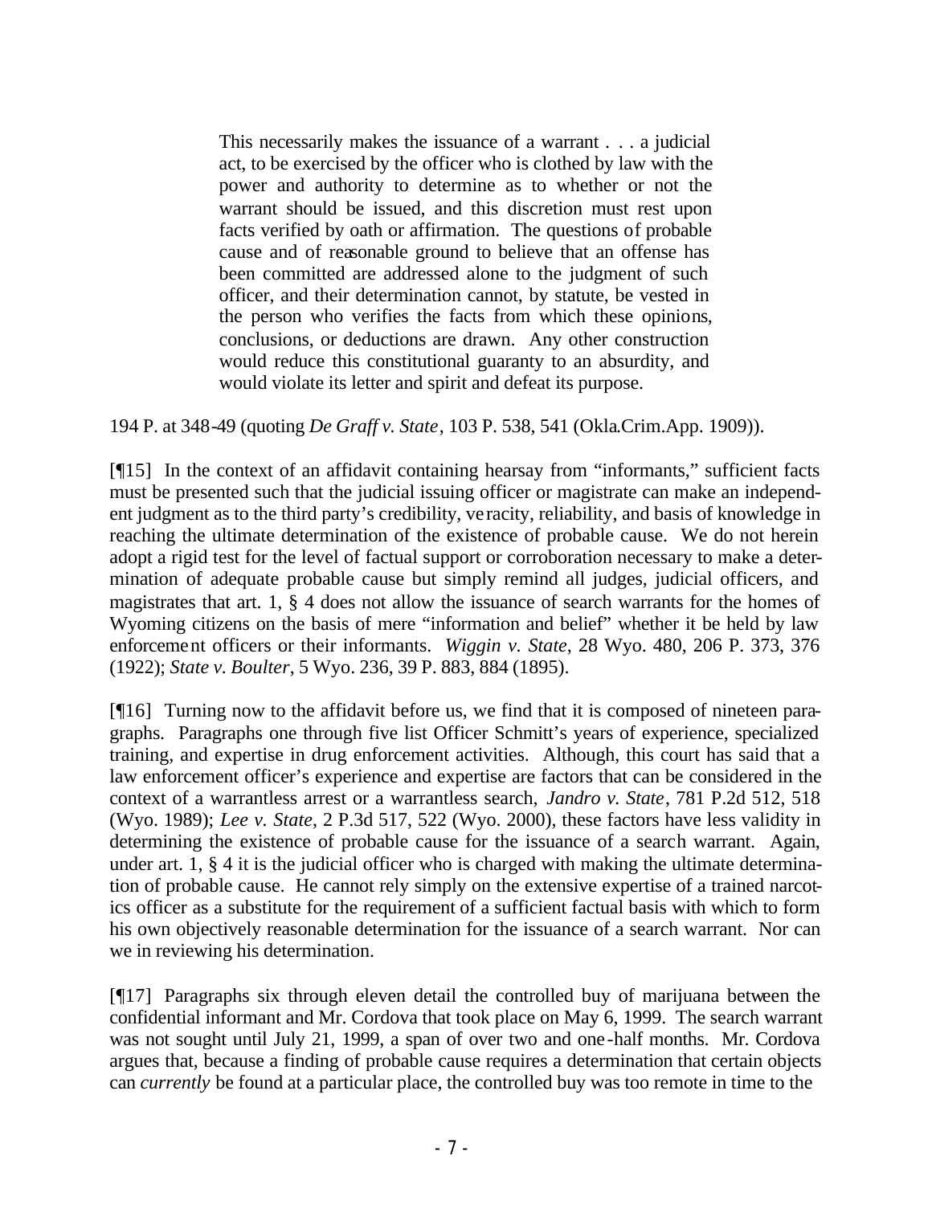> This necessarily makes the issuance of a warrant . . . a judicial act, to be exercised by the officer who is clothed by law with the power and authority to determine as to whether or not the warrant should be issued, and this discretion must rest upon facts verified by oath or affirmation. The questions of probable cause and of reasonable ground to believe that an offense has been committed are addressed alone to the judgment of such officer, and their determination cannot, by statute, be vested in the person who verifies the facts from which these opinions, conclusions, or deductions are drawn. Any other construction would reduce this constitutional guaranty to an absurdity, and would violate its letter and spirit and defeat its purpose.

194 P. at 348-49 (quoting *De Graff v. State*, 103 P. 538, 541 (Okla.Crim.App. 1909)).

[¶15] In the context of an affidavit containing hearsay from "informants," sufficient facts must be presented such that the judicial issuing officer or magistrate can make an independent judgment as to the third party's credibility, veracity, reliability, and basis of knowledge in reaching the ultimate determination of the existence of probable cause. We do not herein adopt a rigid test for the level of factual support or corroboration necessary to make a determination of adequate probable cause but simply remind all judges, judicial officers, and magistrates that art. 1, § 4 does not allow the issuance of search warrants for the homes of Wyoming citizens on the basis of mere "information and belief" whether it be held by law enforcement officers or their informants. *Wiggin v. State*, 28 Wyo. 480, 206 P. 373, 376 (1922); *State v. Boulter*, 5 Wyo. 236, 39 P. 883, 884 (1895).

[¶16] Turning now to the affidavit before us, we find that it is composed of nineteen paragraphs. Paragraphs one through five list Officer Schmitt's years of experience, specialized training, and expertise in drug enforcement activities. Although, this court has said that a law enforcement officer's experience and expertise are factors that can be considered in the context of a warrantless arrest or a warrantless search, *Jandro v. State*, 781 P.2d 512, 518 (Wyo. 1989); *Lee v. State*, 2 P.3d 517, 522 (Wyo. 2000), these factors have less validity in determining the existence of probable cause for the issuance of a search warrant. Again, under art. 1, § 4 it is the judicial officer who is charged with making the ultimate determination of probable cause. He cannot rely simply on the extensive expertise of a trained narcotics officer as a substitute for the requirement of a sufficient factual basis with which to form his own objectively reasonable determination for the issuance of a search warrant. Nor can we in reviewing his determination.

[¶17] Paragraphs six through eleven detail the controlled buy of marijuana between the confidential informant and Mr. Cordova that took place on May 6, 1999. The search warrant was not sought until July 21, 1999, a span of over two and one-half months. Mr. Cordova argues that, because a finding of probable cause requires a determination that certain objects can *currently* be found at a particular place, the controlled buy was too remote in time to the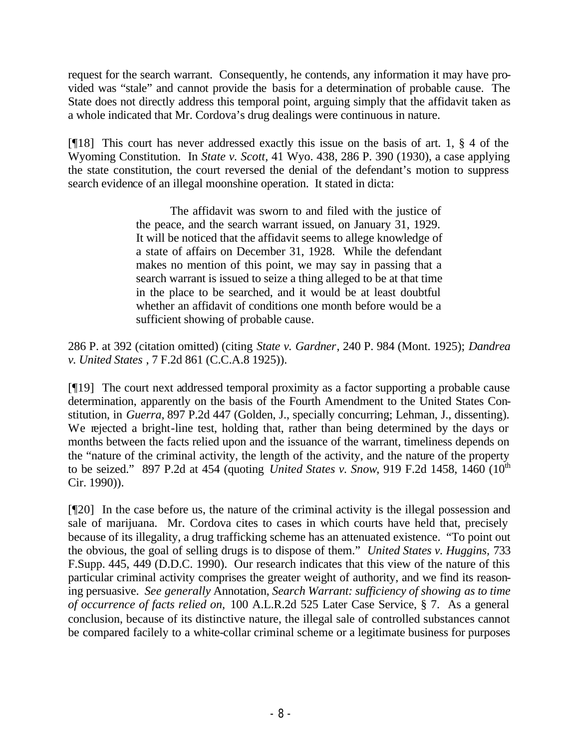request for the search warrant. Consequently, he contends, any information it may have provided was "stale" and cannot provide the basis for a determination of probable cause. The State does not directly address this temporal point, arguing simply that the affidavit taken as a whole indicated that Mr. Cordova's drug dealings were continuous in nature.

[¶18] This court has never addressed exactly this issue on the basis of art. 1, § 4 of the Wyoming Constitution. In *State v. Scott*, 41 Wyo. 438, 286 P. 390 (1930), a case applying the state constitution, the court reversed the denial of the defendant's motion to suppress search evidence of an illegal moonshine operation. It stated in dicta:

> The affidavit was sworn to and filed with the justice of the peace, and the search warrant issued, on January 31, 1929. It will be noticed that the affidavit seems to allege knowledge of a state of affairs on December 31, 1928. While the defendant makes no mention of this point, we may say in passing that a search warrant is issued to seize a thing alleged to be at that time in the place to be searched, and it would be at least doubtful whether an affidavit of conditions one month before would be a sufficient showing of probable cause.

286 P. at 392 (citation omitted) (citing *State v. Gardner*, 240 P. 984 (Mont. 1925); *Dandrea v. United States* , 7 F.2d 861 (C.C.A.8 1925)).

[¶19] The court next addressed temporal proximity as a factor supporting a probable cause determination, apparently on the basis of the Fourth Amendment to the United States Constitution, in *Guerra*, 897 P.2d 447 (Golden, J., specially concurring; Lehman, J., dissenting). We rejected a bright-line test, holding that, rather than being determined by the days or months between the facts relied upon and the issuance of the warrant, timeliness depends on the "nature of the criminal activity, the length of the activity, and the nature of the property to be seized." 897 P.2d at 454 (quoting *United States v. Snow*, 919 F.2d 1458, 1460 (10th Cir. 1990)).

[¶20] In the case before us, the nature of the criminal activity is the illegal possession and sale of marijuana. Mr. Cordova cites to cases in which courts have held that, precisely because of its illegality, a drug trafficking scheme has an attenuated existence. "To point out the obvious, the goal of selling drugs is to dispose of them." *United States v. Huggins*, 733 F.Supp. 445, 449 (D.D.C. 1990). Our research indicates that this view of the nature of this particular criminal activity comprises the greater weight of authority, and we find its reasoning persuasive. *See generally* Annotation, *Search Warrant: sufficiency of showing as to time of occurrence of facts relied on,* 100 A.L.R.2d 525 Later Case Service, § 7. As a general conclusion, because of its distinctive nature, the illegal sale of controlled substances cannot be compared facilely to a white-collar criminal scheme or a legitimate business for purposes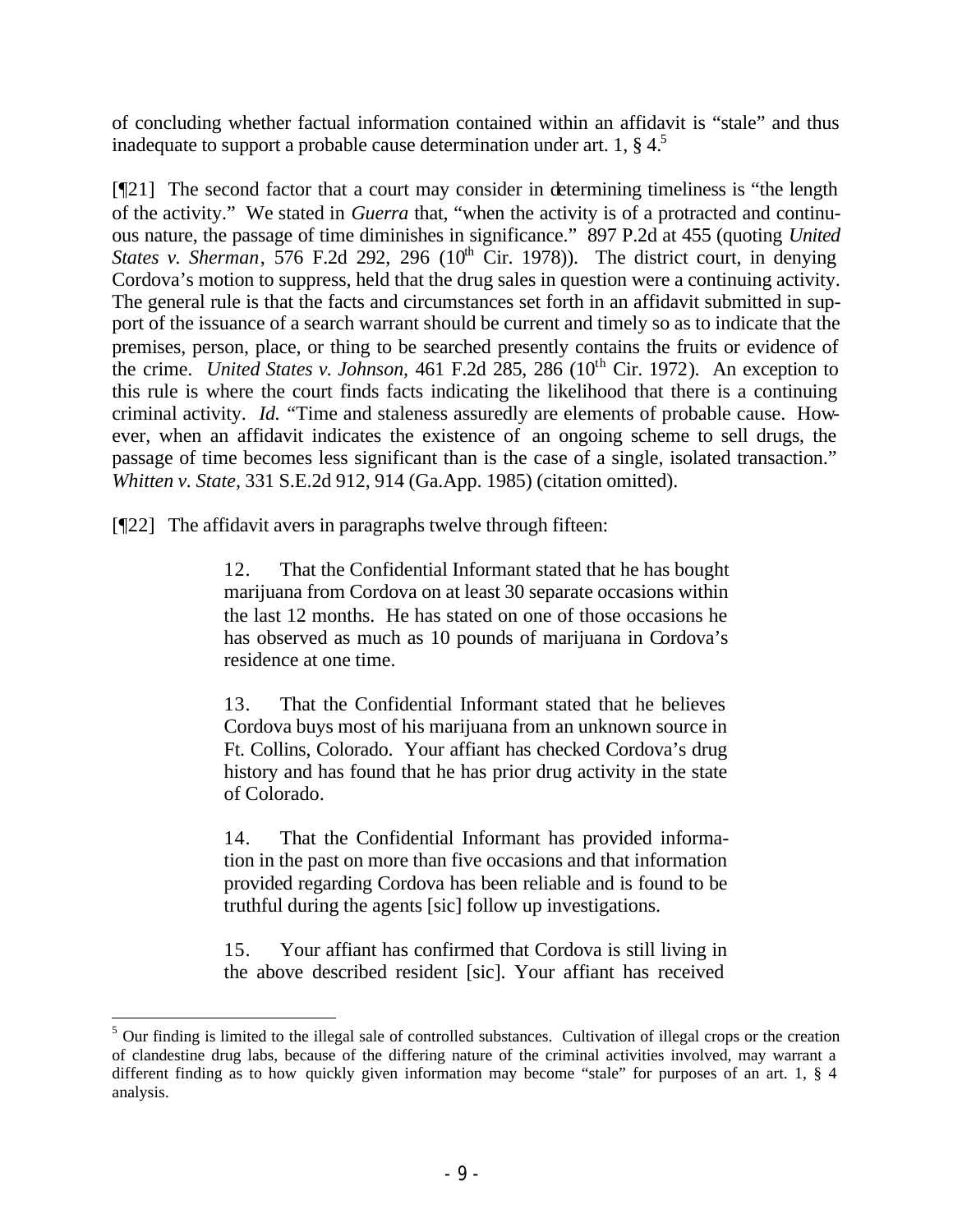of concluding whether factual information contained within an affidavit is "stale" and thus inadequate to support a probable cause determination under art. 1, § 4.[5]

[¶21] The second factor that a court may consider in determining timeliness is "the length of the activity." We stated in *Guerra* that, "when the activity is of a protracted and continuous nature, the passage of time diminishes in significance." 897 P.2d at 455 (quoting *United States v. Sherman*, 576 F.2d 292, 296 (10th Cir. 1978)). The district court, in denying Cordova's motion to suppress, held that the drug sales in question were a continuing activity. The general rule is that the facts and circumstances set forth in an affidavit submitted in support of the issuance of a search warrant should be current and timely so as to indicate that the premises, person, place, or thing to be searched presently contains the fruits or evidence of the crime. *United States v. Johnson*, 461 F.2d 285, 286 (10th Cir. 1972). An exception to this rule is where the court finds facts indicating the likelihood that there is a continuing criminal activity. *Id.* "Time and staleness assuredly are elements of probable cause. However, when an affidavit indicates the existence of an ongoing scheme to sell drugs, the passage of time becomes less significant than is the case of a single, isolated transaction." *Whitten v. State*, 331 S.E.2d 912, 914 (Ga.App. 1985) (citation omitted).

[¶22] The affidavit avers in paragraphs twelve through fifteen:

> 12. That the Confidential Informant stated that he has bought marijuana from Cordova on at least 30 separate occasions within the last 12 months. He has stated on one of those occasions he has observed as much as 10 pounds of marijuana in Cordova's residence at one time.
>
> 13. That the Confidential Informant stated that he believes Cordova buys most of his marijuana from an unknown source in Ft. Collins, Colorado. Your affiant has checked Cordova's drug history and has found that he has prior drug activity in the state of Colorado.
>
> 14. That the Confidential Informant has provided information in the past on more than five occasions and that information provided regarding Cordova has been reliable and is found to be truthful during the agents [sic] follow up investigations.
>
> 15. Your affiant has confirmed that Cordova is still living in the above described resident [sic]. Your affiant has received

[5] Our finding is limited to the illegal sale of controlled substances. Cultivation of illegal crops or the creation of clandestine drug labs, because of the differing nature of the criminal activities involved, may warrant a different finding as to how quickly given information may become "stale" for purposes of an art. 1, § 4 analysis.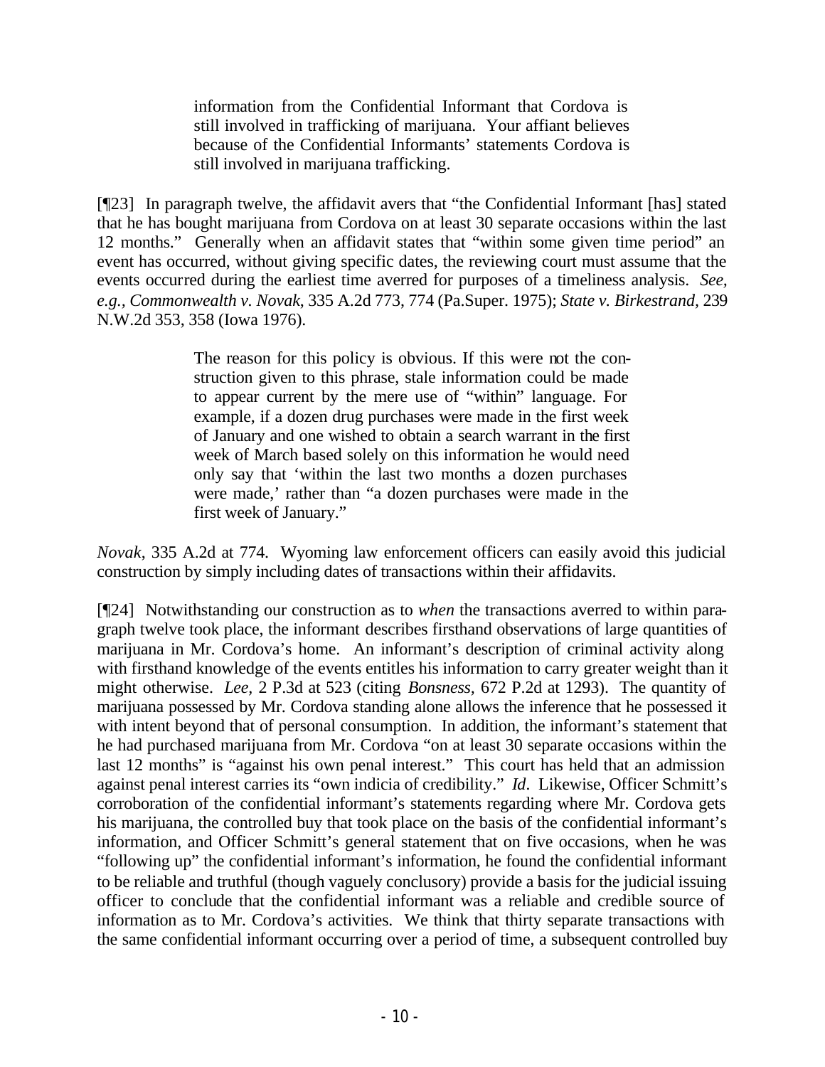> information from the Confidential Informant that Cordova is still involved in trafficking of marijuana. Your affiant believes because of the Confidential Informants' statements Cordova is still involved in marijuana trafficking.

[¶23] In paragraph twelve, the affidavit avers that "the Confidential Informant [has] stated that he has bought marijuana from Cordova on at least 30 separate occasions within the last 12 months." Generally when an affidavit states that "within some given time period" an event has occurred, without giving specific dates, the reviewing court must assume that the events occurred during the earliest time averred for purposes of a timeliness analysis. *See, e.g., Commonwealth v. Novak*, 335 A.2d 773, 774 (Pa.Super. 1975); *State v. Birkestrand*, 239 N.W.2d 353, 358 (Iowa 1976).

> The reason for this policy is obvious. If this were not the construction given to this phrase, stale information could be made to appear current by the mere use of "within" language. For example, if a dozen drug purchases were made in the first week of January and one wished to obtain a search warrant in the first week of March based solely on this information he would need only say that 'within the last two months a dozen purchases were made,' rather than "a dozen purchases were made in the first week of January."

*Novak*, 335 A.2d at 774. Wyoming law enforcement officers can easily avoid this judicial construction by simply including dates of transactions within their affidavits.

[¶24] Notwithstanding our construction as to *when* the transactions averred to within paragraph twelve took place, the informant describes firsthand observations of large quantities of marijuana in Mr. Cordova's home. An informant's description of criminal activity along with firsthand knowledge of the events entitles his information to carry greater weight than it might otherwise. *Lee*, 2 P.3d at 523 (citing *Bonsness*, 672 P.2d at 1293). The quantity of marijuana possessed by Mr. Cordova standing alone allows the inference that he possessed it with intent beyond that of personal consumption. In addition, the informant's statement that he had purchased marijuana from Mr. Cordova "on at least 30 separate occasions within the last 12 months" is "against his own penal interest." This court has held that an admission against penal interest carries its "own indicia of credibility." *Id*. Likewise, Officer Schmitt's corroboration of the confidential informant's statements regarding where Mr. Cordova gets his marijuana, the controlled buy that took place on the basis of the confidential informant's information, and Officer Schmitt's general statement that on five occasions, when he was "following up" the confidential informant's information, he found the confidential informant to be reliable and truthful (though vaguely conclusory) provide a basis for the judicial issuing officer to conclude that the confidential informant was a reliable and credible source of information as to Mr. Cordova's activities. We think that thirty separate transactions with the same confidential informant occurring over a period of time, a subsequent controlled buy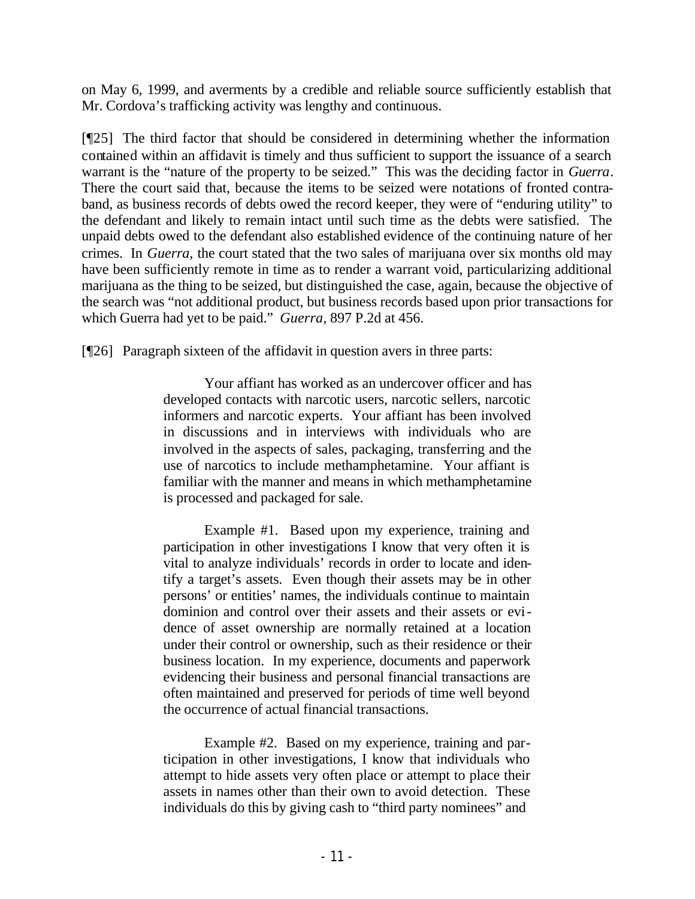on May 6, 1999, and averments by a credible and reliable source sufficiently establish that Mr. Cordova's trafficking activity was lengthy and continuous.

[¶25] The third factor that should be considered in determining whether the information contained within an affidavit is timely and thus sufficient to support the issuance of a search warrant is the "nature of the property to be seized." This was the deciding factor in *Guerra*. There the court said that, because the items to be seized were notations of fronted contraband, as business records of debts owed the record keeper, they were of "enduring utility" to the defendant and likely to remain intact until such time as the debts were satisfied. The unpaid debts owed to the defendant also established evidence of the continuing nature of her crimes. In *Guerra,* the court stated that the two sales of marijuana over six months old may have been sufficiently remote in time as to render a warrant void, particularizing additional marijuana as the thing to be seized, but distinguished the case, again, because the objective of the search was "not additional product, but business records based upon prior transactions for which Guerra had yet to be paid." *Guerra,* 897 P.2d at 456.

[¶26] Paragraph sixteen of the affidavit in question avers in three parts:

> Your affiant has worked as an undercover officer and has developed contacts with narcotic users, narcotic sellers, narcotic informers and narcotic experts. Your affiant has been involved in discussions and in interviews with individuals who are involved in the aspects of sales, packaging, transferring and the use of narcotics to include methamphetamine. Your affiant is familiar with the manner and means in which methamphetamine is processed and packaged for sale.
>
> Example #1. Based upon my experience, training and participation in other investigations I know that very often it is vital to analyze individuals' records in order to locate and identify a target's assets. Even though their assets may be in other persons' or entities' names, the individuals continue to maintain dominion and control over their assets and their assets or evidence of asset ownership are normally retained at a location under their control or ownership, such as their residence or their business location. In my experience, documents and paperwork evidencing their business and personal financial transactions are often maintained and preserved for periods of time well beyond the occurrence of actual financial transactions.
>
> Example #2. Based on my experience, training and participation in other investigations, I know that individuals who attempt to hide assets very often place or attempt to place their assets in names other than their own to avoid detection. These individuals do this by giving cash to "third party nominees" and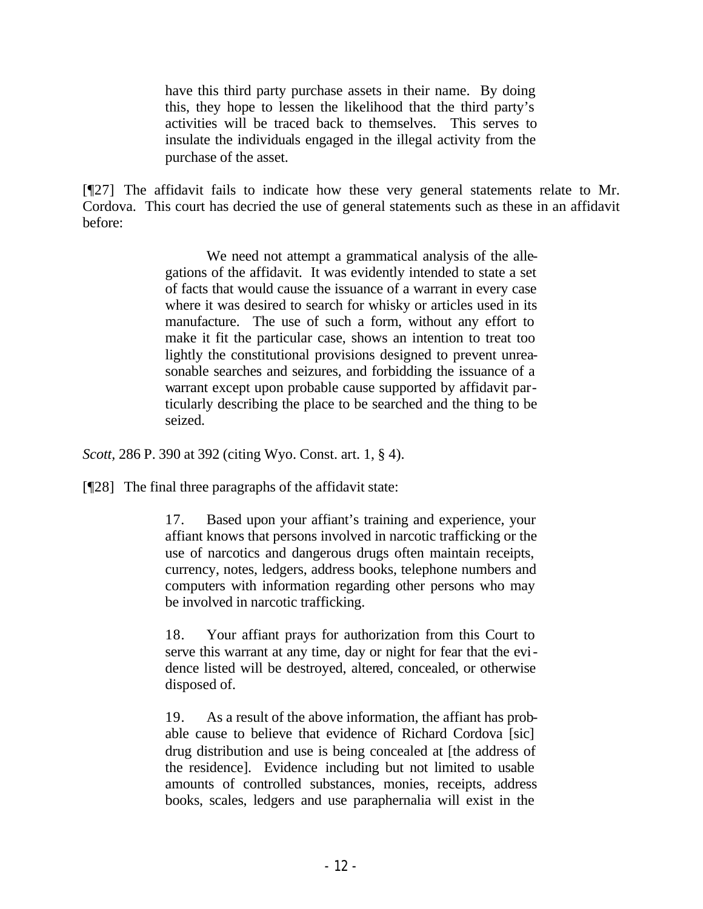> have this third party purchase assets in their name. By doing this, they hope to lessen the likelihood that the third party's activities will be traced back to themselves. This serves to insulate the individuals engaged in the illegal activity from the purchase of the asset.

[¶27] The affidavit fails to indicate how these very general statements relate to Mr. Cordova. This court has decried the use of general statements such as these in an affidavit before:

> We need not attempt a grammatical analysis of the allegations of the affidavit. It was evidently intended to state a set of facts that would cause the issuance of a warrant in every case where it was desired to search for whisky or articles used in its manufacture. The use of such a form, without any effort to make it fit the particular case, shows an intention to treat too lightly the constitutional provisions designed to prevent unreasonable searches and seizures, and forbidding the issuance of a warrant except upon probable cause supported by affidavit particularly describing the place to be searched and the thing to be seized.

*Scott*, 286 P. 390 at 392 (citing Wyo. Const. art. 1, § 4).

[¶28] The final three paragraphs of the affidavit state:

> 17. Based upon your affiant's training and experience, your affiant knows that persons involved in narcotic trafficking or the use of narcotics and dangerous drugs often maintain receipts, currency, notes, ledgers, address books, telephone numbers and computers with information regarding other persons who may be involved in narcotic trafficking.
>
> 18. Your affiant prays for authorization from this Court to serve this warrant at any time, day or night for fear that the evidence listed will be destroyed, altered, concealed, or otherwise disposed of.
>
> 19. As a result of the above information, the affiant has probable cause to believe that evidence of Richard Cordova [sic] drug distribution and use is being concealed at [the address of the residence]. Evidence including but not limited to usable amounts of controlled substances, monies, receipts, address books, scales, ledgers and use paraphernalia will exist in the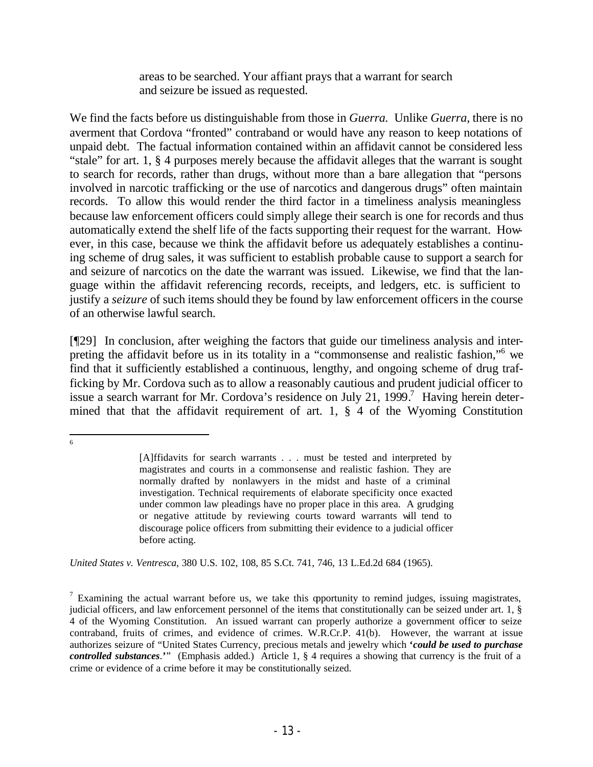> areas to be searched. Your affiant prays that a warrant for search and seizure be issued as requested.

We find the facts before us distinguishable from those in *Guerra*. Unlike *Guerra*, there is no averment that Cordova "fronted" contraband or would have any reason to keep notations of unpaid debt. The factual information contained within an affidavit cannot be considered less "stale" for art. 1, § 4 purposes merely because the affidavit alleges that the warrant is sought to search for records, rather than drugs, without more than a bare allegation that "persons involved in narcotic trafficking or the use of narcotics and dangerous drugs" often maintain records. To allow this would render the third factor in a timeliness analysis meaningless because law enforcement officers could simply allege their search is one for records and thus automatically extend the shelf life of the facts supporting their request for the warrant. However, in this case, because we think the affidavit before us adequately establishes a continuing scheme of drug sales, it was sufficient to establish probable cause to support a search for and seizure of narcotics on the date the warrant was issued. Likewise, we find that the language within the affidavit referencing records, receipts, and ledgers, etc. is sufficient to justify a *seizure* of such items should they be found by law enforcement officers in the course of an otherwise lawful search.

[¶29] In conclusion, after weighing the factors that guide our timeliness analysis and interpreting the affidavit before us in its totality in a "commonsense and realistic fashion,"[6] we find that it sufficiently established a continuous, lengthy, and ongoing scheme of drug trafficking by Mr. Cordova such as to allow a reasonably cautious and prudent judicial officer to issue a search warrant for Mr. Cordova's residence on July 21, 1999.[7] Having herein determined that that the affidavit requirement of art. 1, § 4 of the Wyoming Constitution

---

[6]

> [A]ffidavits for search warrants . . . must be tested and interpreted by magistrates and courts in a commonsense and realistic fashion. They are normally drafted by nonlawyers in the midst and haste of a criminal investigation. Technical requirements of elaborate specificity once exacted under common law pleadings have no proper place in this area. A grudging or negative attitude by reviewing courts toward warrants will tend to discourage police officers from submitting their evidence to a judicial officer before acting.

*United States v. Ventresca*, 380 U.S. 102, 108, 85 S.Ct. 741, 746, 13 L.Ed.2d 684 (1965).

[7] Examining the actual warrant before us, we take this opportunity to remind judges, issuing magistrates, judicial officers, and law enforcement personnel of the items that constitutionally can be seized under art. 1, § 4 of the Wyoming Constitution. An issued warrant can properly authorize a government officer to seize contraband, fruits of crimes, and evidence of crimes. W.R.Cr.P. 41(b). However, the warrant at issue authorizes seizure of "United States Currency, precious metals and jewelry which **'*could be used to purchase controlled substances*.'**" (Emphasis added.) Article 1, § 4 requires a showing that currency is the fruit of a crime or evidence of a crime before it may be constitutionally seized.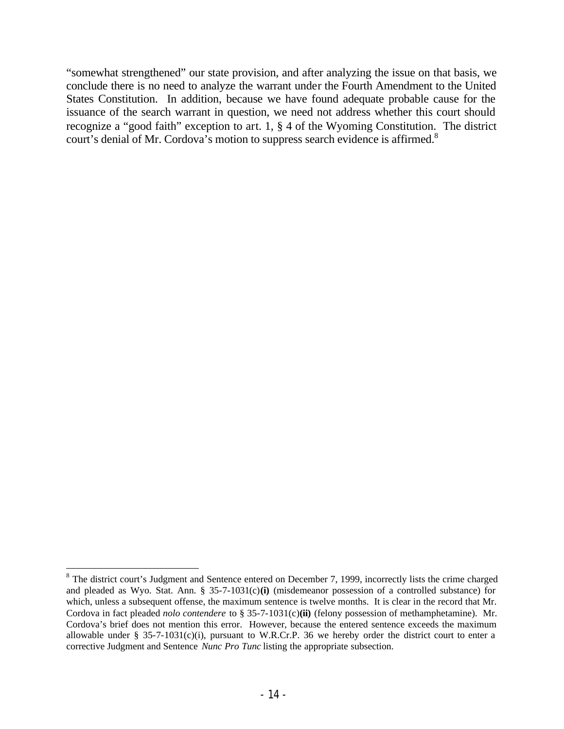"somewhat strengthened" our state provision, and after analyzing the issue on that basis, we conclude there is no need to analyze the warrant under the Fourth Amendment to the United States Constitution. In addition, because we have found adequate probable cause for the issuance of the search warrant in question, we need not address whether this court should recognize a "good faith" exception to art. 1, § 4 of the Wyoming Constitution. The district court's denial of Mr. Cordova's motion to suppress search evidence is affirmed.[8]

---

[8] The district court's Judgment and Sentence entered on December 7, 1999, incorrectly lists the crime charged and pleaded as Wyo. Stat. Ann. § 35-7-1031(c)**(i)** (misdemeanor possession of a controlled substance) for which, unless a subsequent offense, the maximum sentence is twelve months. It is clear in the record that Mr. Cordova in fact pleaded *nolo contendere* to § 35-7-1031(c)**(ii)** (felony possession of methamphetamine). Mr. Cordova's brief does not mention this error. However, because the entered sentence exceeds the maximum allowable under § 35-7-1031(c)(i), pursuant to W.R.Cr.P. 36 we hereby order the district court to enter a corrective Judgment and Sentence *Nunc Pro Tunc* listing the appropriate subsection.